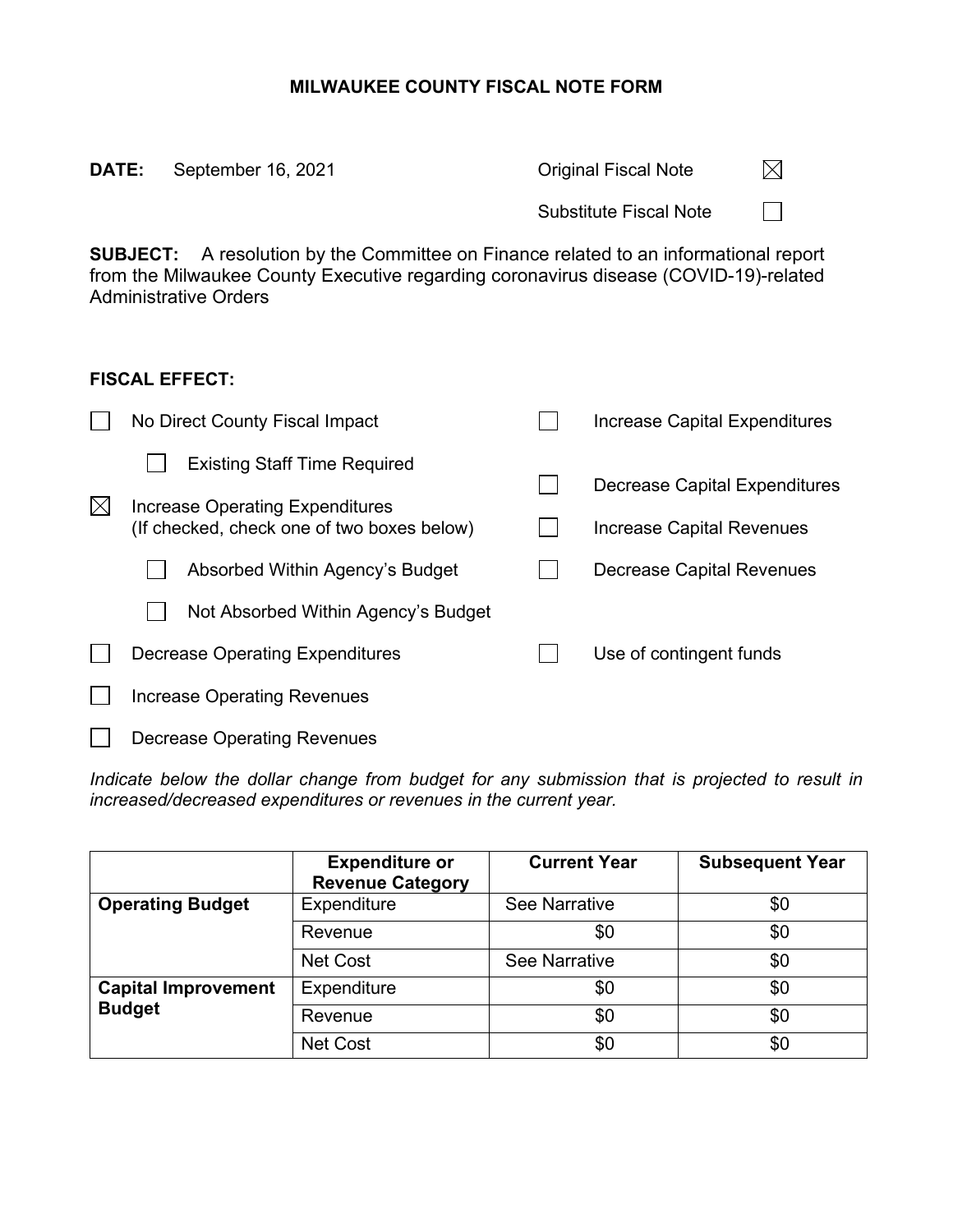# MILWAUKEE COUNTY FISCAL NOTE FORM

**DATE:** September 16, 2021

Original Fiscal Note ☒

Substitute Fiscal Note ☐

**SUBJECT:** A resolution by the Committee on Finance related to an informational report from the Milwaukee County Executive regarding coronavirus disease (COVID-19)-related Administrative Orders

**FISCAL EFFECT:**

☐ No Direct County Fiscal Impact

  ☐ Existing Staff Time Required

☒ Increase Operating Expenditures (If checked, check one of two boxes below)

  ☐ Absorbed Within Agency's Budget

  ☐ Not Absorbed Within Agency's Budget

☐ Decrease Operating Expenditures

☐ Increase Operating Revenues

☐ Decrease Operating Revenues

☐ Increase Capital Expenditures

☐ Decrease Capital Expenditures

☐ Increase Capital Revenues

☐ Decrease Capital Revenues

☐ Use of contingent funds

*Indicate below the dollar change from budget for any submission that is projected to result in increased/decreased expenditures or revenues in the current year.*

| | Expenditure or Revenue Category | Current Year | Subsequent Year |
|---|---|---|---|
| **Operating Budget** | Expenditure | See Narrative | $0 |
| | Revenue | $0 | $0 |
| | Net Cost | See Narrative | $0 |
| **Capital Improvement Budget** | Expenditure | $0 | $0 |
| | Revenue | $0 | $0 |
| | Net Cost | $0 | $0 |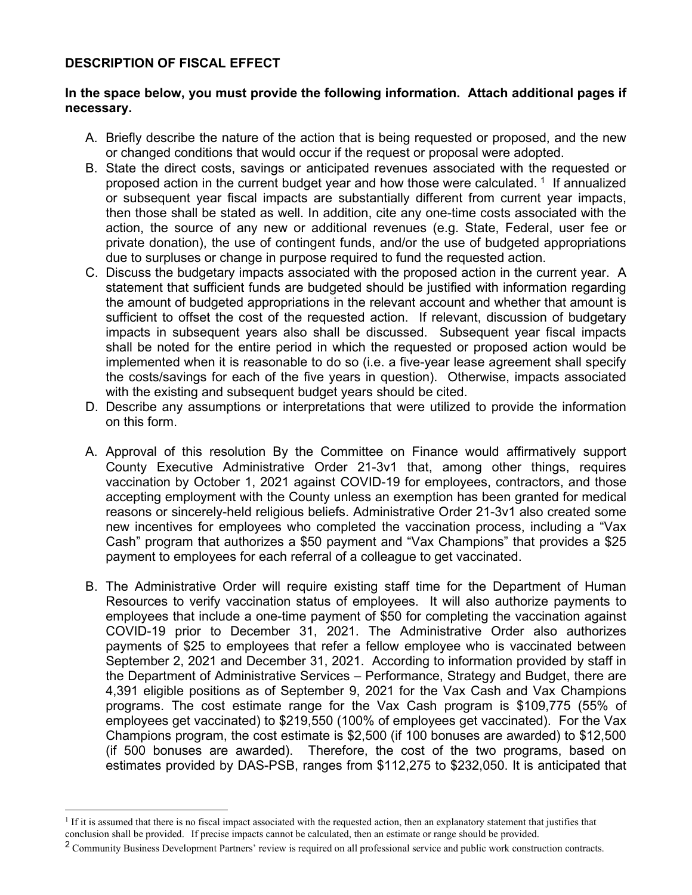## DESCRIPTION OF FISCAL EFFECT

**In the space below, you must provide the following information. Attach additional pages if necessary.**

A. Briefly describe the nature of the action that is being requested or proposed, and the new or changed conditions that would occur if the request or proposal were adopted.

B. State the direct costs, savings or anticipated revenues associated with the requested or proposed action in the current budget year and how those were calculated. [1] If annualized or subsequent year fiscal impacts are substantially different from current year impacts, then those shall be stated as well. In addition, cite any one-time costs associated with the action, the source of any new or additional revenues (e.g. State, Federal, user fee or private donation), the use of contingent funds, and/or the use of budgeted appropriations due to surpluses or change in purpose required to fund the requested action.

C. Discuss the budgetary impacts associated with the proposed action in the current year. A statement that sufficient funds are budgeted should be justified with information regarding the amount of budgeted appropriations in the relevant account and whether that amount is sufficient to offset the cost of the requested action. If relevant, discussion of budgetary impacts in subsequent years also shall be discussed. Subsequent year fiscal impacts shall be noted for the entire period in which the requested or proposed action would be implemented when it is reasonable to do so (i.e. a five-year lease agreement shall specify the costs/savings for each of the five years in question). Otherwise, impacts associated with the existing and subsequent budget years should be cited.

D. Describe any assumptions or interpretations that were utilized to provide the information on this form.

A. Approval of this resolution By the Committee on Finance would affirmatively support County Executive Administrative Order 21-3v1 that, among other things, requires vaccination by October 1, 2021 against COVID-19 for employees, contractors, and those accepting employment with the County unless an exemption has been granted for medical reasons or sincerely-held religious beliefs. Administrative Order 21-3v1 also created some new incentives for employees who completed the vaccination process, including a "Vax Cash" program that authorizes a $50 payment and "Vax Champions" that provides a $25 payment to employees for each referral of a colleague to get vaccinated.

B. The Administrative Order will require existing staff time for the Department of Human Resources to verify vaccination status of employees. It will also authorize payments to employees that include a one-time payment of $50 for completing the vaccination against COVID-19 prior to December 31, 2021. The Administrative Order also authorizes payments of $25 to employees that refer a fellow employee who is vaccinated between September 2, 2021 and December 31, 2021. According to information provided by staff in the Department of Administrative Services – Performance, Strategy and Budget, there are 4,391 eligible positions as of September 9, 2021 for the Vax Cash and Vax Champions programs. The cost estimate range for the Vax Cash program is $109,775 (55% of employees get vaccinated) to $219,550 (100% of employees get vaccinated). For the Vax Champions program, the cost estimate is $2,500 (if 100 bonuses are awarded) to $12,500 (if 500 bonuses are awarded). Therefore, the cost of the two programs, based on estimates provided by DAS-PSB, ranges from $112,275 to $232,050. It is anticipated that

---

[1] If it is assumed that there is no fiscal impact associated with the requested action, then an explanatory statement that justifies that conclusion shall be provided. If precise impacts cannot be calculated, then an estimate or range should be provided.

[2] Community Business Development Partners' review is required on all professional service and public work construction contracts.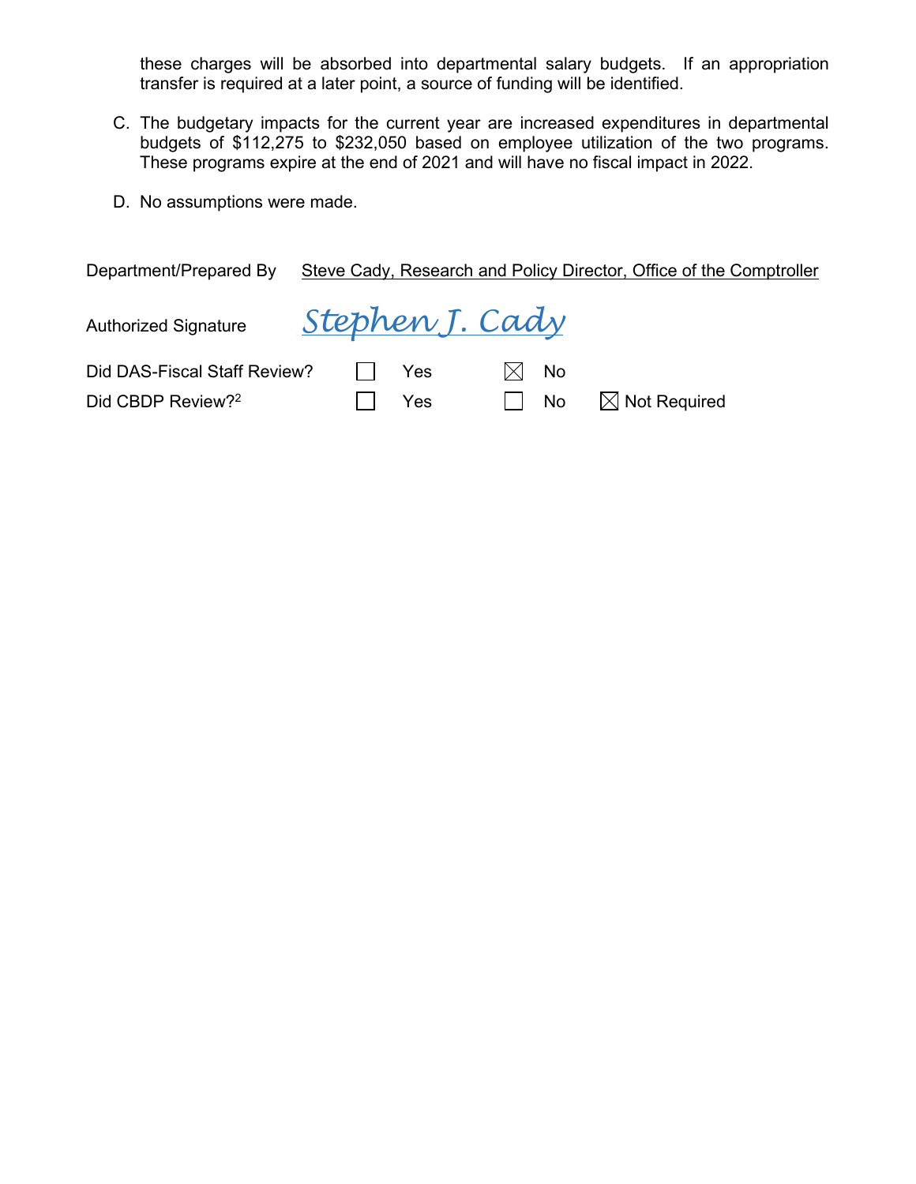these charges will be absorbed into departmental salary budgets. If an appropriation transfer is required at a later point, a source of funding will be identified.

C. The budgetary impacts for the current year are increased expenditures in departmental budgets of $112,275 to $232,050 based on employee utilization of the two programs. These programs expire at the end of 2021 and will have no fiscal impact in 2022.

D. No assumptions were made.

Department/Prepared By Steve Cady, Research and Policy Director, Office of the Comptroller

Authorized Signature *Stephen J. Cady*

Did DAS-Fiscal Staff Review? ☐ Yes ☒ No

Did CBDP Review?[2] ☐ Yes ☐ No ☒ Not Required